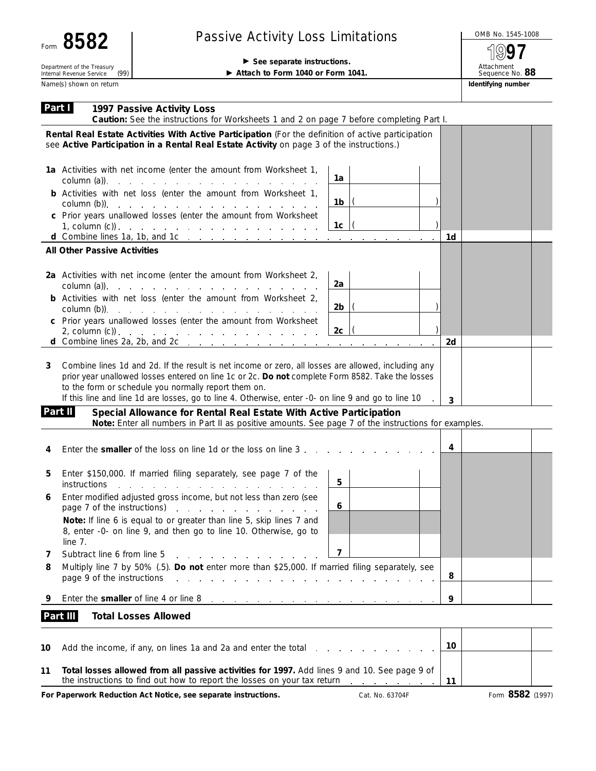Form **8582**

Department of the Treasury
Internal Revenue Service (99)

# Passive Activity Loss Limitations

▶ See separate instructions.
▶ Attach to Form 1040 or Form 1041.

OMB No. 1545-1008

**1997**

Attachment Sequence No. **88**

Name(s) shown on return | **Identifying number**

## Part I — 1997 Passive Activity Loss

**Caution:** See the instructions for Worksheets 1 and 2 on page 7 before completing Part I.

**Rental Real Estate Activities With Active Participation** (For the definition of active participation see **Active Participation in a Rental Real Estate Activity** on page 3 of the instructions.)

| | | | |
|---|---|---|---|
| **1a** Activities with net income (enter the amount from Worksheet 1, column (a)) | 1a | | |
| **b** Activities with net loss (enter the amount from Worksheet 1, column (b)) | 1b | ( ) | |
| **c** Prior years unallowed losses (enter the amount from Worksheet 1, column (c)) | 1c | ( ) | |
| **d** Combine lines 1a, 1b, and 1c | | | 1d |

**All Other Passive Activities**

| | | | |
|---|---|---|---|
| **2a** Activities with net income (enter the amount from Worksheet 2, column (a)) | 2a | | |
| **b** Activities with net loss (enter the amount from Worksheet 2, column (b)) | 2b | ( ) | |
| **c** Prior years unallowed losses (enter the amount from Worksheet 2, column (c)) | 2c | ( ) | |
| **d** Combine lines 2a, 2b, and 2c | | | 2d |

**3** Combine lines 1d and 2d. If the result is net income or zero, all losses are allowed, including any prior year unallowed losses entered on line 1c or 2c. **Do not** complete Form 8582. Take the losses to the form or schedule you normally report them on.
If this line and line 1d are losses, go to line 4. Otherwise, enter -0- on line 9 and go to line 10 . . . **3**

## Part II — Special Allowance for Rental Real Estate With Active Participation

**Note:** Enter all numbers in Part II as positive amounts. See page 7 of the instructions for examples.

| | | | |
|---|---|---|---|
| **4** Enter the **smaller** of the loss on line 1d or the loss on line 3 | | | 4 |
| **5** Enter $150,000. If married filing separately, see page 7 of the instructions | 5 | | |
| **6** Enter modified adjusted gross income, but not less than zero (see page 7 of the instructions) | 6 | | |
| **Note:** If line 6 is equal to or greater than line 5, skip lines 7 and 8, enter -0- on line 9, and then go to line 10. Otherwise, go to line 7. | | | |
| **7** Subtract line 6 from line 5 | 7 | | |
| **8** Multiply line 7 by 50% (.5). **Do not** enter more than $25,000. If married filing separately, see page 9 of the instructions | | | 8 |
| **9** Enter the **smaller** of line 4 or line 8 | | | 9 |

## Part III — Total Losses Allowed

| | |
|---|---|
| **10** Add the income, if any, on lines 1a and 2a and enter the total | 10 |
| **11** **Total losses allowed from all passive activities for 1997.** Add lines 9 and 10. See page 9 of the instructions to find out how to report the losses on your tax return | 11 |

**For Paperwork Reduction Act Notice, see separate instructions.** Cat. No. 63704F Form **8582** (1997)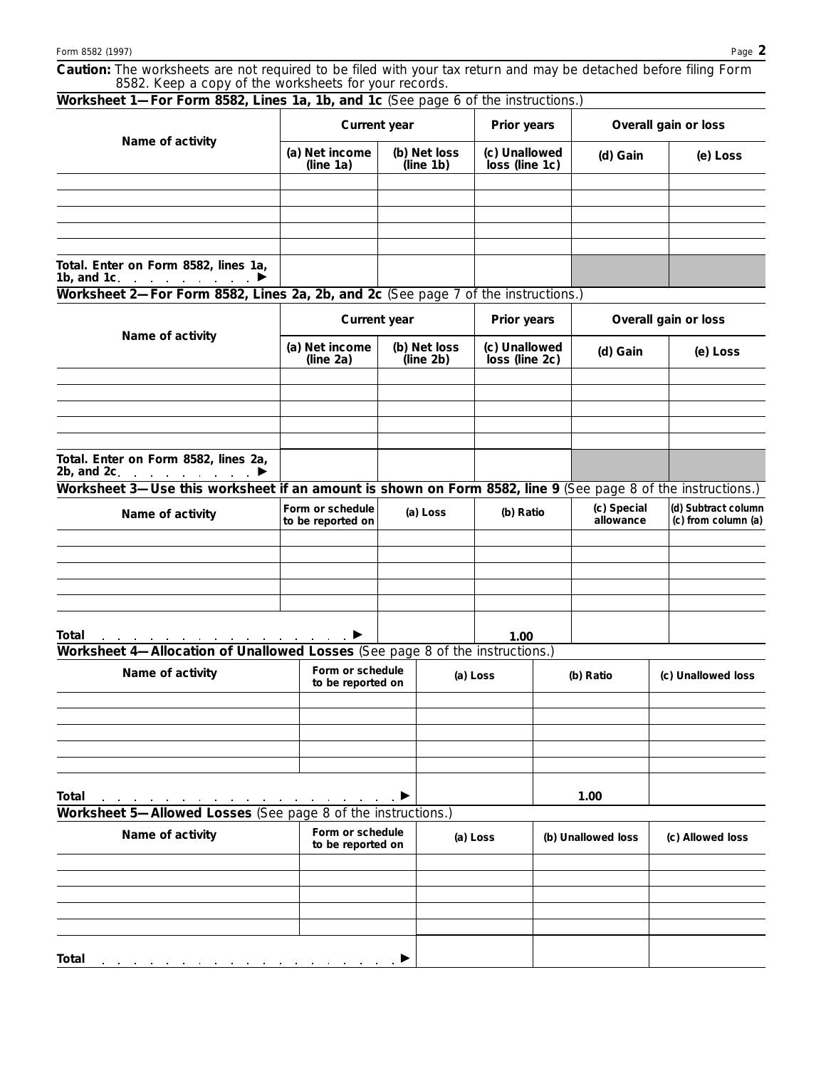**Caution:** The worksheets are not required to be filed with your tax return and may be detached before filing Form 8582. Keep a copy of the worksheets for your records.

**Worksheet 1—For Form 8582, Lines 1a, 1b, and 1c** (See page 6 of the instructions.)

| Name of activity | Current year | | Prior years | Overall gain or loss | |
|---|---|---|---|---|---|
| | (a) Net income (line 1a) | (b) Net loss (line 1b) | (c) Unallowed loss (line 1c) | (d) Gain | (e) Loss |
| | | | | | |
| | | | | | |
| | | | | | |
| | | | | | |
| | | | | | |
| Total. Enter on Form 8582, lines 1a, 1b, and 1c ▶ | | | | | |

**Worksheet 2—For Form 8582, Lines 2a, 2b, and 2c** (See page 7 of the instructions.)

| Name of activity | Current year | | Prior years | Overall gain or loss | |
|---|---|---|---|---|---|
| | (a) Net income (line 2a) | (b) Net loss (line 2b) | (c) Unallowed loss (line 2c) | (d) Gain | (e) Loss |
| | | | | | |
| | | | | | |
| | | | | | |
| | | | | | |
| | | | | | |
| Total. Enter on Form 8582, lines 2a, 2b, and 2c ▶ | | | | | |

**Worksheet 3—Use this worksheet if an amount is shown on Form 8582, line 9** (See page 8 of the instructions.)

| Name of activity | Form or schedule to be reported on | (a) Loss | (b) Ratio | (c) Special allowance | (d) Subtract column (c) from column (a) |
|---|---|---|---|---|---|
| | | | | | |
| | | | | | |
| | | | | | |
| | | | | | |
| | | | | | |
| Total ▶ | | | 1.00 | | |

**Worksheet 4—Allocation of Unallowed Losses** (See page 8 of the instructions.)

| Name of activity | Form or schedule to be reported on | (a) Loss | (b) Ratio | (c) Unallowed loss |
|---|---|---|---|---|
| | | | | |
| | | | | |
| | | | | |
| | | | | |
| | | | | |
| Total ▶ | | | 1.00 | |

**Worksheet 5—Allowed Losses** (See page 8 of the instructions.)

| Name of activity | Form or schedule to be reported on | (a) Loss | (b) Unallowed loss | (c) Allowed loss |
|---|---|---|---|---|
| | | | | |
| | | | | |
| | | | | |
| | | | | |
| | | | | |
| Total ▶ | | | | |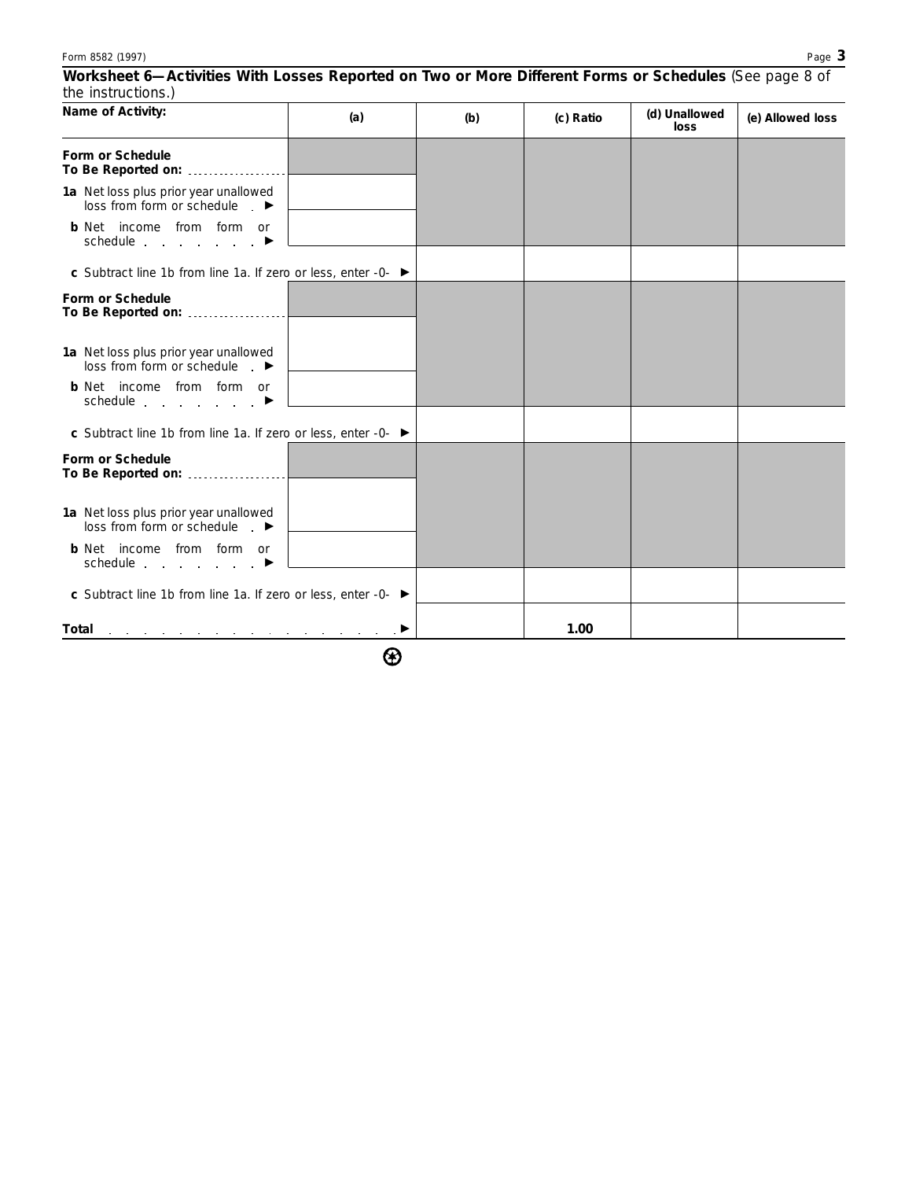## Worksheet 6—Activities With Losses Reported on Two or More Different Forms or Schedules *(See page 8 of the instructions.)*

| Name of Activity: | (a) | (b) | (c) Ratio | (d) Unallowed loss | (e) Allowed loss |
|---|---|---|---|---|---|
| **Form or Schedule To Be Reported on:** ................... | | | | | |
| **1a** Net loss plus prior year unallowed loss from form or schedule ▶ | | | | | |
| **b** Net income from form or schedule ▶ | | | | | |
| **c** Subtract line 1b from line 1a. If zero or less, enter -0- ▶ | | | | | |
| **Form or Schedule To Be Reported on:** ................... | | | | | |
| **1a** Net loss plus prior year unallowed loss from form or schedule ▶ | | | | | |
| **b** Net income from form or schedule ▶ | | | | | |
| **c** Subtract line 1b from line 1a. If zero or less, enter -0- ▶ | | | | | |
| **Form or Schedule To Be Reported on:** ................... | | | | | |
| **1a** Net loss plus prior year unallowed loss from form or schedule ▶ | | | | | |
| **b** Net income from form or schedule ▶ | | | | | |
| **c** Subtract line 1b from line 1a. If zero or less, enter -0- ▶ | | | | | |
| **Total** ▶ | | | 1.00 | | |